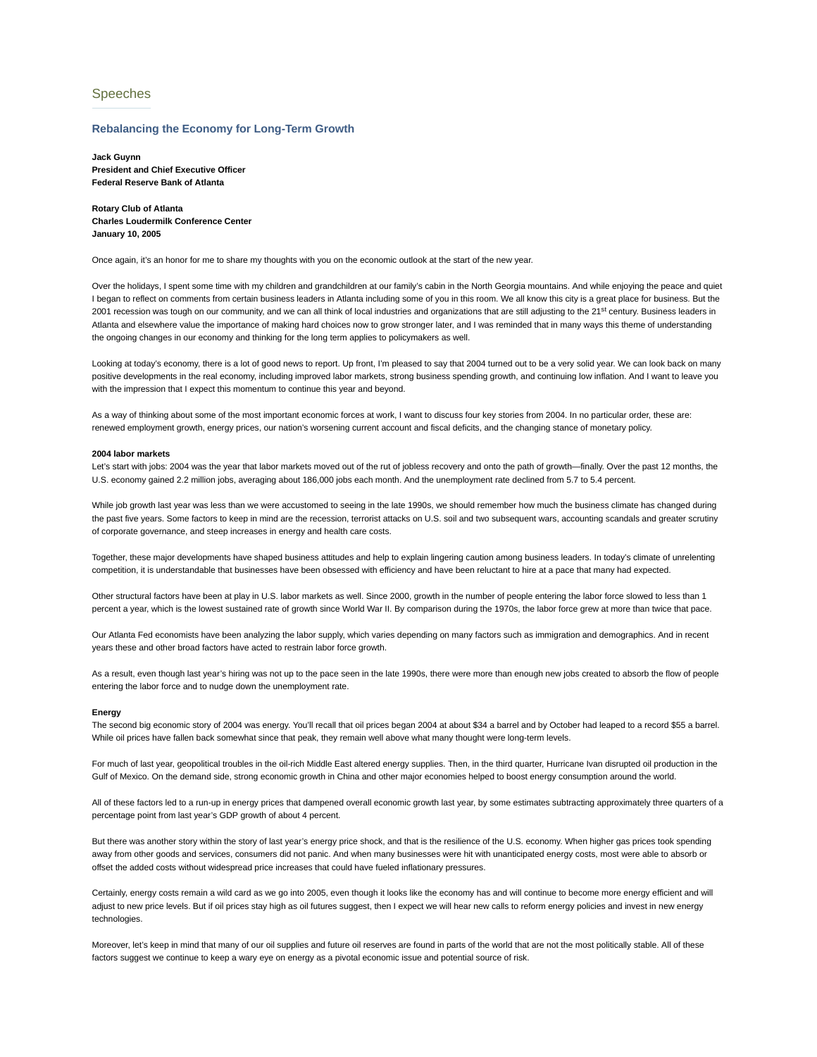## Speeches

### Rebalancing the Economy for Long-Term Growth

**Jack Guynn**
**President and Chief Executive Officer**
**Federal Reserve Bank of Atlanta**

**Rotary Club of Atlanta**
**Charles Loudermilk Conference Center**
**January 10, 2005**

Once again, it's an honor for me to share my thoughts with you on the economic outlook at the start of the new year.

Over the holidays, I spent some time with my children and grandchildren at our family's cabin in the North Georgia mountains. And while enjoying the peace and quiet I began to reflect on comments from certain business leaders in Atlanta including some of you in this room. We all know this city is a great place for business. But the 2001 recession was tough on our community, and we can all think of local industries and organizations that are still adjusting to the 21st century. Business leaders in Atlanta and elsewhere value the importance of making hard choices now to grow stronger later, and I was reminded that in many ways this theme of understanding the ongoing changes in our economy and thinking for the long term applies to policymakers as well.

Looking at today's economy, there is a lot of good news to report. Up front, I'm pleased to say that 2004 turned out to be a very solid year. We can look back on many positive developments in the real economy, including improved labor markets, strong business spending growth, and continuing low inflation. And I want to leave you with the impression that I expect this momentum to continue this year and beyond.

As a way of thinking about some of the most important economic forces at work, I want to discuss four key stories from 2004. In no particular order, these are: renewed employment growth, energy prices, our nation's worsening current account and fiscal deficits, and the changing stance of monetary policy.

**2004 labor markets**
Let's start with jobs: 2004 was the year that labor markets moved out of the rut of jobless recovery and onto the path of growth—finally. Over the past 12 months, the U.S. economy gained 2.2 million jobs, averaging about 186,000 jobs each month. And the unemployment rate declined from 5.7 to 5.4 percent.

While job growth last year was less than we were accustomed to seeing in the late 1990s, we should remember how much the business climate has changed during the past five years. Some factors to keep in mind are the recession, terrorist attacks on U.S. soil and two subsequent wars, accounting scandals and greater scrutiny of corporate governance, and steep increases in energy and health care costs.

Together, these major developments have shaped business attitudes and help to explain lingering caution among business leaders. In today's climate of unrelenting competition, it is understandable that businesses have been obsessed with efficiency and have been reluctant to hire at a pace that many had expected.

Other structural factors have been at play in U.S. labor markets as well. Since 2000, growth in the number of people entering the labor force slowed to less than 1 percent a year, which is the lowest sustained rate of growth since World War II. By comparison during the 1970s, the labor force grew at more than twice that pace.

Our Atlanta Fed economists have been analyzing the labor supply, which varies depending on many factors such as immigration and demographics. And in recent years these and other broad factors have acted to restrain labor force growth.

As a result, even though last year's hiring was not up to the pace seen in the late 1990s, there were more than enough new jobs created to absorb the flow of people entering the labor force and to nudge down the unemployment rate.

**Energy**
The second big economic story of 2004 was energy. You'll recall that oil prices began 2004 at about $34 a barrel and by October had leaped to a record $55 a barrel. While oil prices have fallen back somewhat since that peak, they remain well above what many thought were long-term levels.

For much of last year, geopolitical troubles in the oil-rich Middle East altered energy supplies. Then, in the third quarter, Hurricane Ivan disrupted oil production in the Gulf of Mexico. On the demand side, strong economic growth in China and other major economies helped to boost energy consumption around the world.

All of these factors led to a run-up in energy prices that dampened overall economic growth last year, by some estimates subtracting approximately three quarters of a percentage point from last year's GDP growth of about 4 percent.

But there was another story within the story of last year's energy price shock, and that is the resilience of the U.S. economy. When higher gas prices took spending away from other goods and services, consumers did not panic. And when many businesses were hit with unanticipated energy costs, most were able to absorb or offset the added costs without widespread price increases that could have fueled inflationary pressures.

Certainly, energy costs remain a wild card as we go into 2005, even though it looks like the economy has and will continue to become more energy efficient and will adjust to new price levels. But if oil prices stay high as oil futures suggest, then I expect we will hear new calls to reform energy policies and invest in new energy technologies.

Moreover, let's keep in mind that many of our oil supplies and future oil reserves are found in parts of the world that are not the most politically stable. All of these factors suggest we continue to keep a wary eye on energy as a pivotal economic issue and potential source of risk.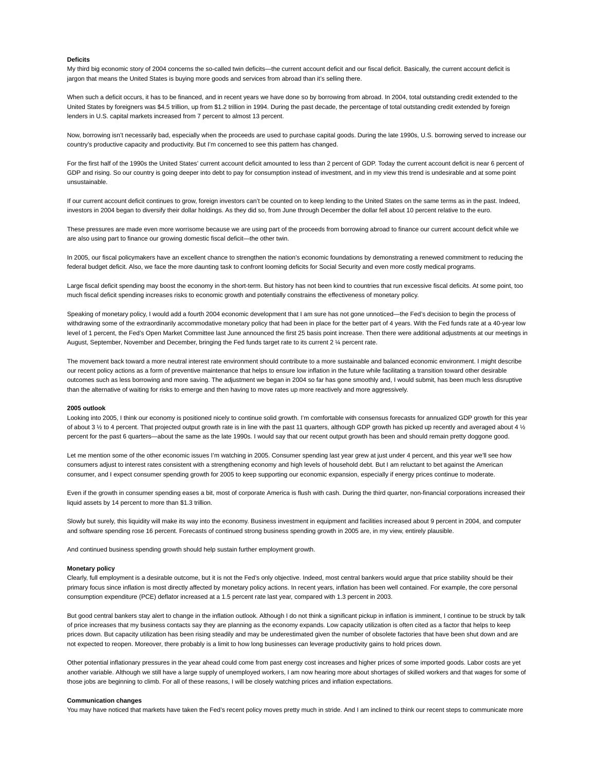**Deficits**

My third big economic story of 2004 concerns the so-called twin deficits—the current account deficit and our fiscal deficit. Basically, the current account deficit is jargon that means the United States is buying more goods and services from abroad than it's selling there.

When such a deficit occurs, it has to be financed, and in recent years we have done so by borrowing from abroad. In 2004, total outstanding credit extended to the United States by foreigners was $4.5 trillion, up from $1.2 trillion in 1994. During the past decade, the percentage of total outstanding credit extended by foreign lenders in U.S. capital markets increased from 7 percent to almost 13 percent.

Now, borrowing isn't necessarily bad, especially when the proceeds are used to purchase capital goods. During the late 1990s, U.S. borrowing served to increase our country's productive capacity and productivity. But I'm concerned to see this pattern has changed.

For the first half of the 1990s the United States' current account deficit amounted to less than 2 percent of GDP. Today the current account deficit is near 6 percent of GDP and rising. So our country is going deeper into debt to pay for consumption instead of investment, and in my view this trend is undesirable and at some point unsustainable.

If our current account deficit continues to grow, foreign investors can't be counted on to keep lending to the United States on the same terms as in the past. Indeed, investors in 2004 began to diversify their dollar holdings. As they did so, from June through December the dollar fell about 10 percent relative to the euro.

These pressures are made even more worrisome because we are using part of the proceeds from borrowing abroad to finance our current account deficit while we are also using part to finance our growing domestic fiscal deficit—the other twin.

In 2005, our fiscal policymakers have an excellent chance to strengthen the nation's economic foundations by demonstrating a renewed commitment to reducing the federal budget deficit. Also, we face the more daunting task to confront looming deficits for Social Security and even more costly medical programs.

Large fiscal deficit spending may boost the economy in the short-term. But history has not been kind to countries that run excessive fiscal deficits. At some point, too much fiscal deficit spending increases risks to economic growth and potentially constrains the effectiveness of monetary policy.

Speaking of monetary policy, I would add a fourth 2004 economic development that I am sure has not gone unnoticed—the Fed's decision to begin the process of withdrawing some of the extraordinarily accommodative monetary policy that had been in place for the better part of 4 years. With the Fed funds rate at a 40-year low level of 1 percent, the Fed's Open Market Committee last June announced the first 25 basis point increase. Then there were additional adjustments at our meetings in August, September, November and December, bringing the Fed funds target rate to its current 2 ¼ percent rate.

The movement back toward a more neutral interest rate environment should contribute to a more sustainable and balanced economic environment. I might describe our recent policy actions as a form of preventive maintenance that helps to ensure low inflation in the future while facilitating a transition toward other desirable outcomes such as less borrowing and more saving. The adjustment we began in 2004 so far has gone smoothly and, I would submit, has been much less disruptive than the alternative of waiting for risks to emerge and then having to move rates up more reactively and more aggressively.

**2005 outlook**

Looking into 2005, I think our economy is positioned nicely to continue solid growth. I'm comfortable with consensus forecasts for annualized GDP growth for this year of about 3 ½ to 4 percent. That projected output growth rate is in line with the past 11 quarters, although GDP growth has picked up recently and averaged about 4 ½ percent for the past 6 quarters—about the same as the late 1990s. I would say that our recent output growth has been and should remain pretty doggone good.

Let me mention some of the other economic issues I'm watching in 2005. Consumer spending last year grew at just under 4 percent, and this year we'll see how consumers adjust to interest rates consistent with a strengthening economy and high levels of household debt. But I am reluctant to bet against the American consumer, and I expect consumer spending growth for 2005 to keep supporting our economic expansion, especially if energy prices continue to moderate.

Even if the growth in consumer spending eases a bit, most of corporate America is flush with cash. During the third quarter, non-financial corporations increased their liquid assets by 14 percent to more than $1.3 trillion.

Slowly but surely, this liquidity will make its way into the economy. Business investment in equipment and facilities increased about 9 percent in 2004, and computer and software spending rose 16 percent. Forecasts of continued strong business spending growth in 2005 are, in my view, entirely plausible.

And continued business spending growth should help sustain further employment growth.

**Monetary policy**

Clearly, full employment is a desirable outcome, but it is not the Fed's only objective. Indeed, most central bankers would argue that price stability should be their primary focus since inflation is most directly affected by monetary policy actions. In recent years, inflation has been well contained. For example, the core personal consumption expenditure (PCE) deflator increased at a 1.5 percent rate last year, compared with 1.3 percent in 2003.

But good central bankers stay alert to change in the inflation outlook. Although I do not think a significant pickup in inflation is imminent, I continue to be struck by talk of price increases that my business contacts say they are planning as the economy expands. Low capacity utilization is often cited as a factor that helps to keep prices down. But capacity utilization has been rising steadily and may be underestimated given the number of obsolete factories that have been shut down and are not expected to reopen. Moreover, there probably is a limit to how long businesses can leverage productivity gains to hold prices down.

Other potential inflationary pressures in the year ahead could come from past energy cost increases and higher prices of some imported goods. Labor costs are yet another variable. Although we still have a large supply of unemployed workers, I am now hearing more about shortages of skilled workers and that wages for some of those jobs are beginning to climb. For all of these reasons, I will be closely watching prices and inflation expectations.

**Communication changes**

You may have noticed that markets have taken the Fed's recent policy moves pretty much in stride. And I am inclined to think our recent steps to communicate more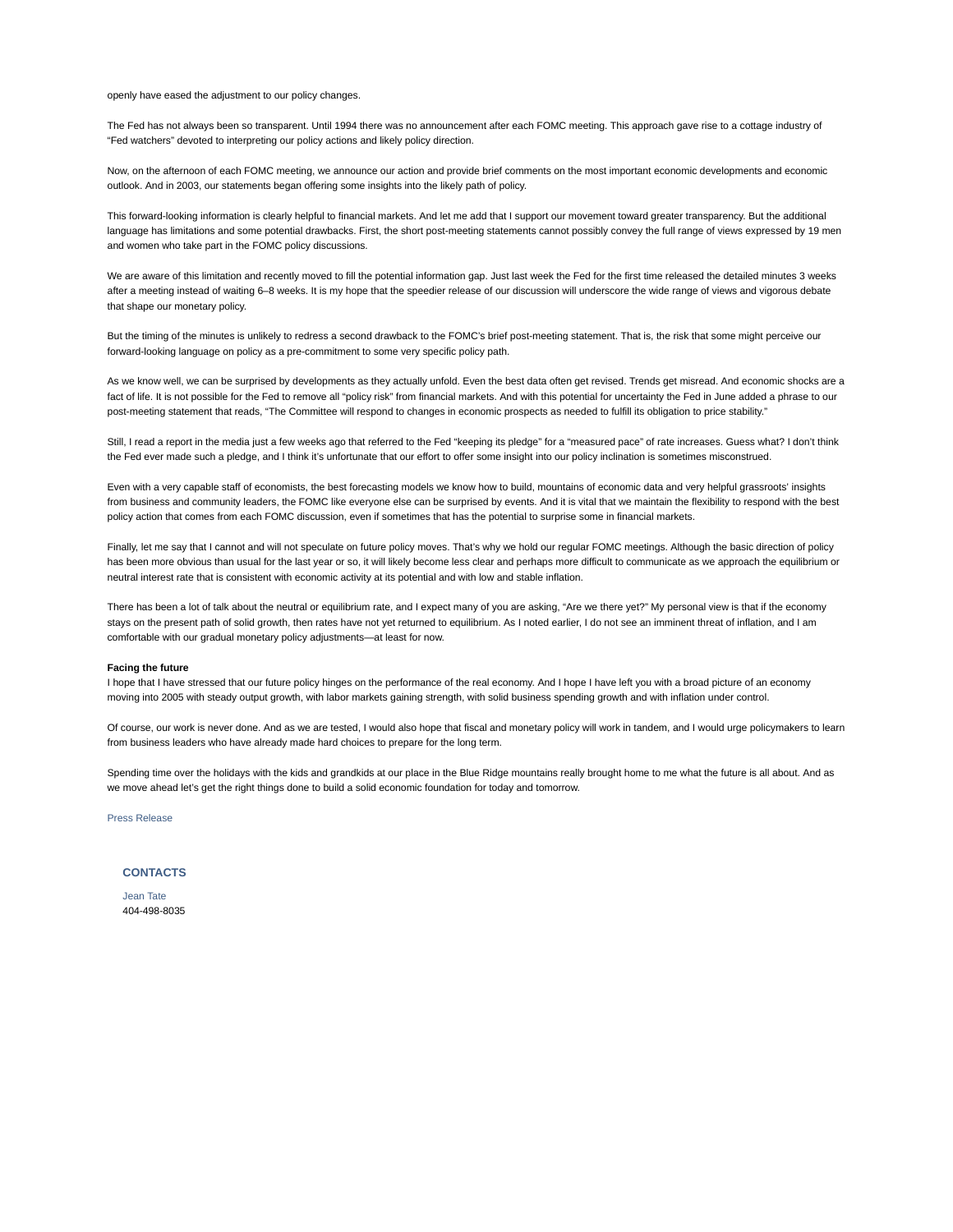openly have eased the adjustment to our policy changes.

The Fed has not always been so transparent. Until 1994 there was no announcement after each FOMC meeting. This approach gave rise to a cottage industry of "Fed watchers" devoted to interpreting our policy actions and likely policy direction.

Now, on the afternoon of each FOMC meeting, we announce our action and provide brief comments on the most important economic developments and economic outlook. And in 2003, our statements began offering some insights into the likely path of policy.

This forward-looking information is clearly helpful to financial markets. And let me add that I support our movement toward greater transparency. But the additional language has limitations and some potential drawbacks. First, the short post-meeting statements cannot possibly convey the full range of views expressed by 19 men and women who take part in the FOMC policy discussions.

We are aware of this limitation and recently moved to fill the potential information gap. Just last week the Fed for the first time released the detailed minutes 3 weeks after a meeting instead of waiting 6–8 weeks. It is my hope that the speedier release of our discussion will underscore the wide range of views and vigorous debate that shape our monetary policy.

But the timing of the minutes is unlikely to redress a second drawback to the FOMC's brief post-meeting statement. That is, the risk that some might perceive our forward-looking language on policy as a pre-commitment to some very specific policy path.

As we know well, we can be surprised by developments as they actually unfold. Even the best data often get revised. Trends get misread. And economic shocks are a fact of life. It is not possible for the Fed to remove all "policy risk" from financial markets. And with this potential for uncertainty the Fed in June added a phrase to our post-meeting statement that reads, "The Committee will respond to changes in economic prospects as needed to fulfill its obligation to price stability."

Still, I read a report in the media just a few weeks ago that referred to the Fed "keeping its pledge" for a "measured pace" of rate increases. Guess what? I don't think the Fed ever made such a pledge, and I think it's unfortunate that our effort to offer some insight into our policy inclination is sometimes misconstrued.

Even with a very capable staff of economists, the best forecasting models we know how to build, mountains of economic data and very helpful grassroots' insights from business and community leaders, the FOMC like everyone else can be surprised by events. And it is vital that we maintain the flexibility to respond with the best policy action that comes from each FOMC discussion, even if sometimes that has the potential to surprise some in financial markets.

Finally, let me say that I cannot and will not speculate on future policy moves. That's why we hold our regular FOMC meetings. Although the basic direction of policy has been more obvious than usual for the last year or so, it will likely become less clear and perhaps more difficult to communicate as we approach the equilibrium or neutral interest rate that is consistent with economic activity at its potential and with low and stable inflation.

There has been a lot of talk about the neutral or equilibrium rate, and I expect many of you are asking, "Are we there yet?" My personal view is that if the economy stays on the present path of solid growth, then rates have not yet returned to equilibrium. As I noted earlier, I do not see an imminent threat of inflation, and I am comfortable with our gradual monetary policy adjustments—at least for now.

**Facing the future**

I hope that I have stressed that our future policy hinges on the performance of the real economy. And I hope I have left you with a broad picture of an economy moving into 2005 with steady output growth, with labor markets gaining strength, with solid business spending growth and with inflation under control.

Of course, our work is never done. And as we are tested, I would also hope that fiscal and monetary policy will work in tandem, and I would urge policymakers to learn from business leaders who have already made hard choices to prepare for the long term.

Spending time over the holidays with the kids and grandkids at our place in the Blue Ridge mountains really brought home to me what the future is all about. And as we move ahead let's get the right things done to build a solid economic foundation for today and tomorrow.

Press Release

### CONTACTS

Jean Tate
404-498-8035